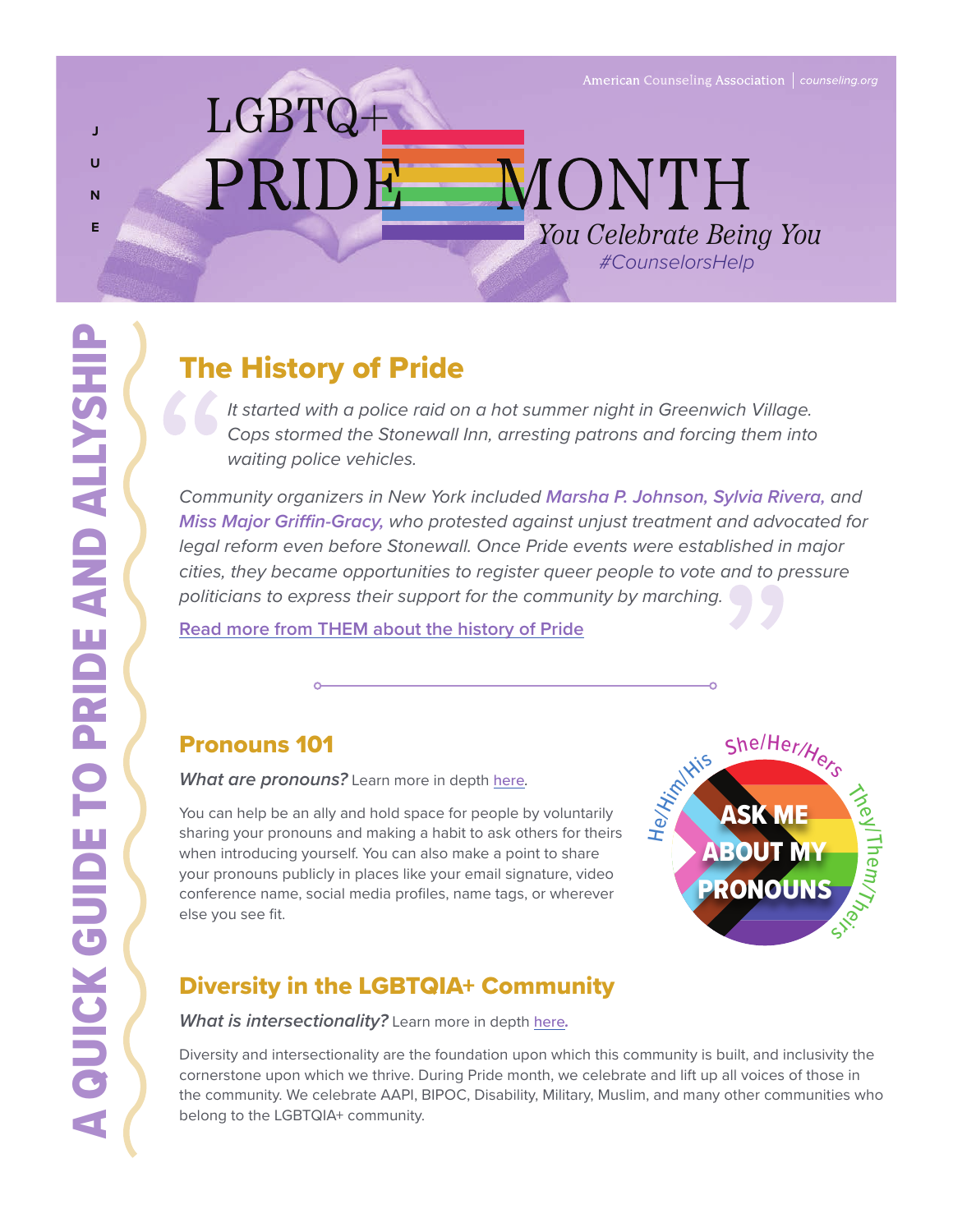American Counseling Association | counseling.org

JUNE

# LGBTQ+ PRIDE MONTH

*You Celebrate Being You*

*#CounselorsHelp*

A QUICK GUIDE TO PRIDE AND ALLYSHIP

## The History of Pride

*It started with a police raid on a hot summer night in Greenwich Village. Cops stormed the Stonewall Inn, arresting patrons and forcing them into waiting police vehicles.*

*Community organizers in New York included* ***Marsha P. Johnson, Sylvia Rivera,*** *and* ***Miss Major Griffin-Gracy,*** *who protested against unjust treatment and advocated for legal reform even before Stonewall. Once Pride events were established in major cities, they became opportunities to register queer people to vote and to pressure politicians to express their support for the community by marching.*

Read more from THEM about the history of Pride

## Pronouns 101

***What are pronouns?*** Learn more in depth here.

You can help be an ally and hold space for people by voluntarily sharing your pronouns and making a habit to ask others for theirs when introducing yourself. You can also make a point to share your pronouns publicly in places like your email signature, video conference name, social media profiles, name tags, or wherever else you see fit.

He/Him/His · She/Her/Hers · They/Them/Theirs

**ASK ME ABOUT MY PRONOUNS**

## Diversity in the LGBTQIA+ Community

***What is intersectionality?*** Learn more in depth here.

Diversity and intersectionality are the foundation upon which this community is built, and inclusivity the cornerstone upon which we thrive. During Pride month, we celebrate and lift up all voices of those in the community. We celebrate AAPI, BIPOC, Disability, Military, Muslim, and many other communities who belong to the LGBTQIA+ community.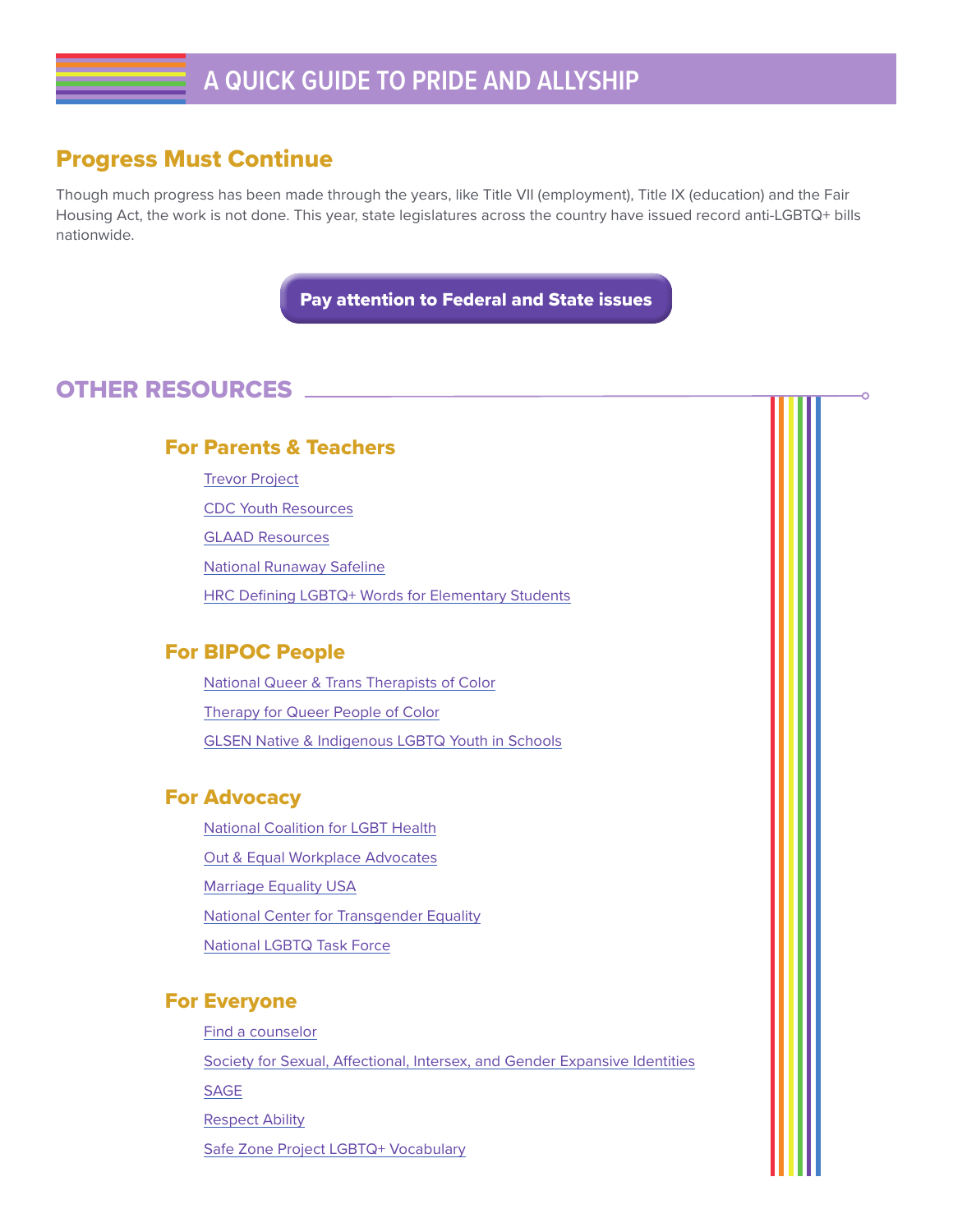# A QUICK GUIDE TO PRIDE AND ALLYSHIP

## Progress Must Continue

Though much progress has been made through the years, like Title VII (employment), Title IX (education) and the Fair Housing Act, the work is not done. This year, state legislatures across the country have issued record anti-LGBTQ+ bills nationwide.

**Pay attention to Federal and State issues**

## OTHER RESOURCES

### For Parents & Teachers

- Trevor Project
- CDC Youth Resources
- GLAAD Resources
- National Runaway Safeline
- HRC Defining LGBTQ+ Words for Elementary Students

### For BIPOC People

- National Queer & Trans Therapists of Color
- Therapy for Queer People of Color
- GLSEN Native & Indigenous LGBTQ Youth in Schools

### For Advocacy

- National Coalition for LGBT Health
- Out & Equal Workplace Advocates
- Marriage Equality USA
- National Center for Transgender Equality
- National LGBTQ Task Force

### For Everyone

- Find a counselor
- Society for Sexual, Affectional, Intersex, and Gender Expansive Identities
- SAGE
- Respect Ability
- Safe Zone Project LGBTQ+ Vocabulary